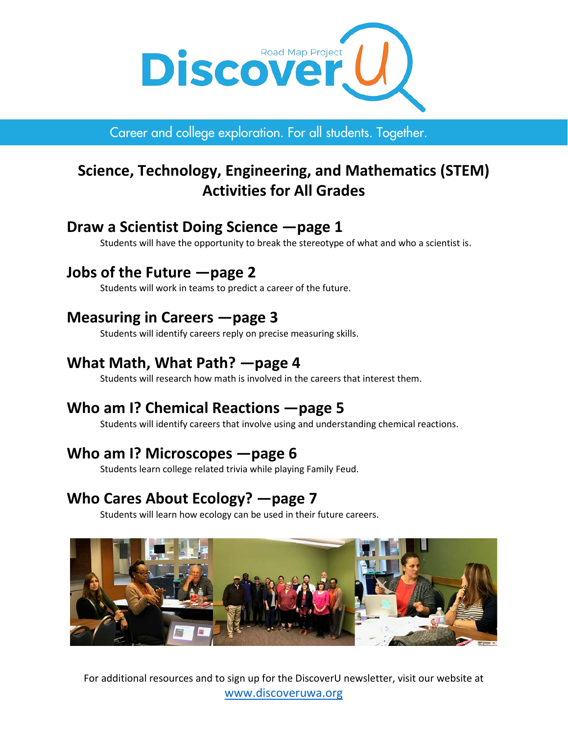Discover U Road Map Project

Career and college exploration. For all students. Together.

# Science, Technology, Engineering, and Mathematics (STEM) Activities for All Grades

## Draw a Scientist Doing Science —page 1

Students will have the opportunity to break the stereotype of what and who a scientist is.

## Jobs of the Future —page 2

Students will work in teams to predict a career of the future.

## Measuring in Careers —page 3

Students will identify careers reply on precise measuring skills.

## What Math, What Path? —page 4

Students will research how math is involved in the careers that interest them.

## Who am I? Chemical Reactions —page 5

Students will identify careers that involve using and understanding chemical reactions.

## Who am I? Microscopes —page 6

Students learn college related trivia while playing Family Feud.

## Who Cares About Ecology? —page 7

Students will learn how ecology can be used in their future careers.

For additional resources and to sign up for the DiscoverU newsletter, visit our website at [www.discoveruwa.org](http://www.discoveruwa.org)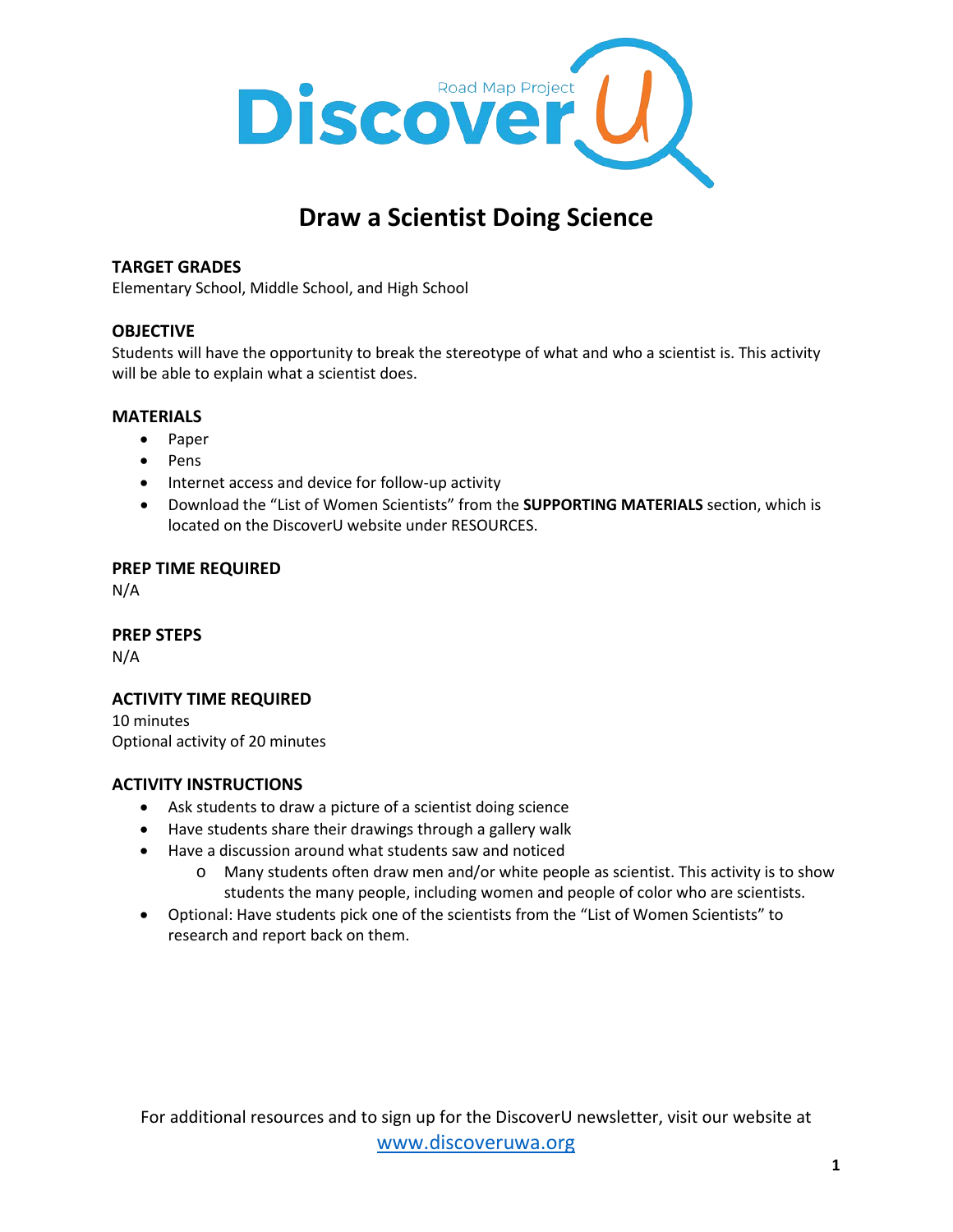# Draw a Scientist Doing Science

## TARGET GRADES

Elementary School, Middle School, and High School

## OBJECTIVE

Students will have the opportunity to break the stereotype of what and who a scientist is. This activity will be able to explain what a scientist does.

## MATERIALS

- Paper
- Pens
- Internet access and device for follow-up activity
- Download the "List of Women Scientists" from the **SUPPORTING MATERIALS** section, which is located on the DiscoverU website under RESOURCES.

## PREP TIME REQUIRED

N/A

## PREP STEPS

N/A

## ACTIVITY TIME REQUIRED

10 minutes
Optional activity of 20 minutes

## ACTIVITY INSTRUCTIONS

- Ask students to draw a picture of a scientist doing science
- Have students share their drawings through a gallery walk
- Have a discussion around what students saw and noticed
  - Many students often draw men and/or white people as scientist. This activity is to show students the many people, including women and people of color who are scientists.
- Optional: Have students pick one of the scientists from the "List of Women Scientists" to research and report back on them.

For additional resources and to sign up for the DiscoverU newsletter, visit our website at [www.discoveruwa.org](http://www.discoveruwa.org)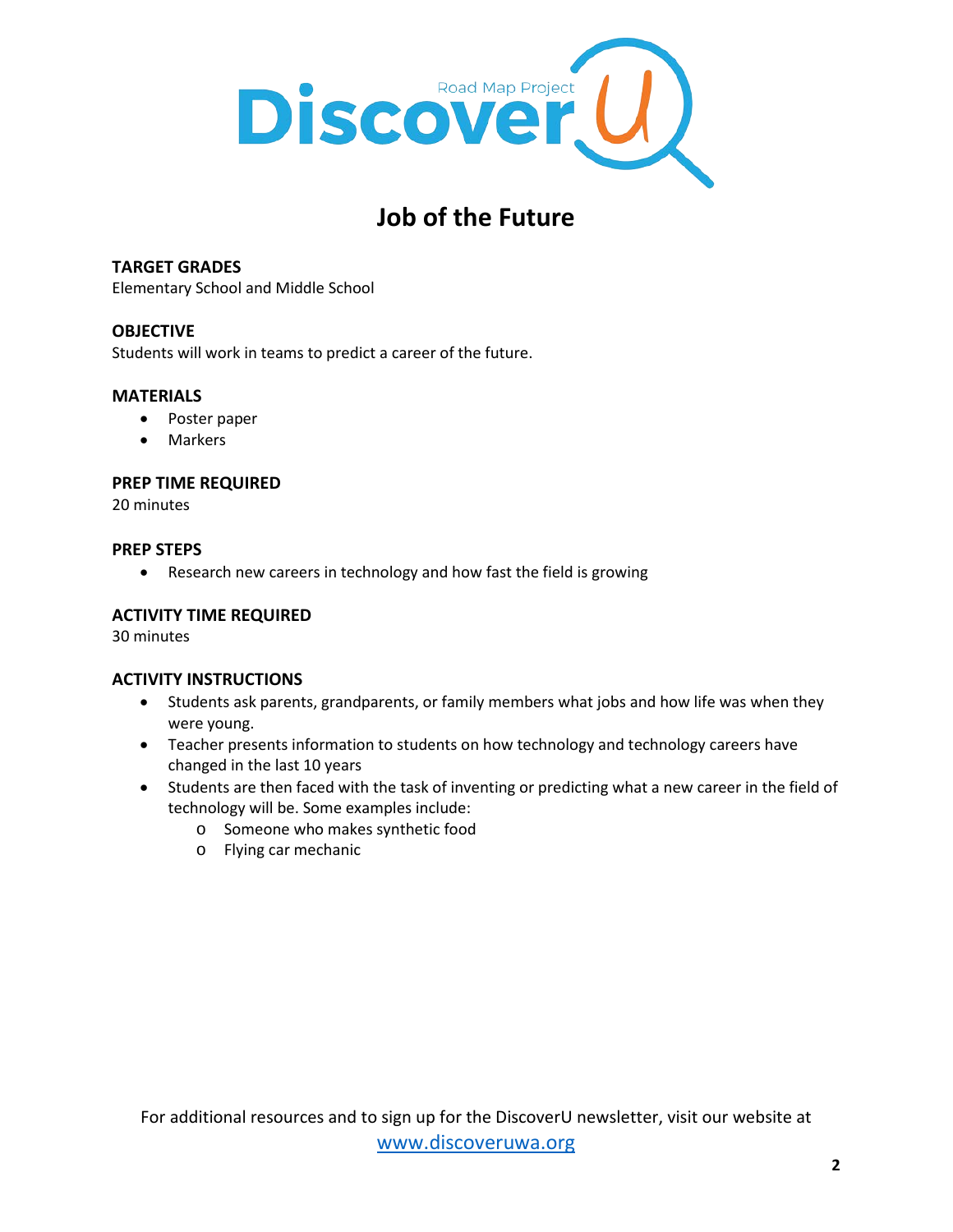# Job of the Future

**TARGET GRADES**
Elementary School and Middle School

**OBJECTIVE**
Students will work in teams to predict a career of the future.

**MATERIALS**

- Poster paper
- Markers

**PREP TIME REQUIRED**
20 minutes

**PREP STEPS**

- Research new careers in technology and how fast the field is growing

**ACTIVITY TIME REQUIRED**
30 minutes

**ACTIVITY INSTRUCTIONS**

- Students ask parents, grandparents, or family members what jobs and how life was when they were young.
- Teacher presents information to students on how technology and technology careers have changed in the last 10 years
- Students are then faced with the task of inventing or predicting what a new career in the field of technology will be. Some examples include:
  - Someone who makes synthetic food
  - Flying car mechanic

For additional resources and to sign up for the DiscoverU newsletter, visit our website at [www.discoveruwa.org](http://www.discoveruwa.org)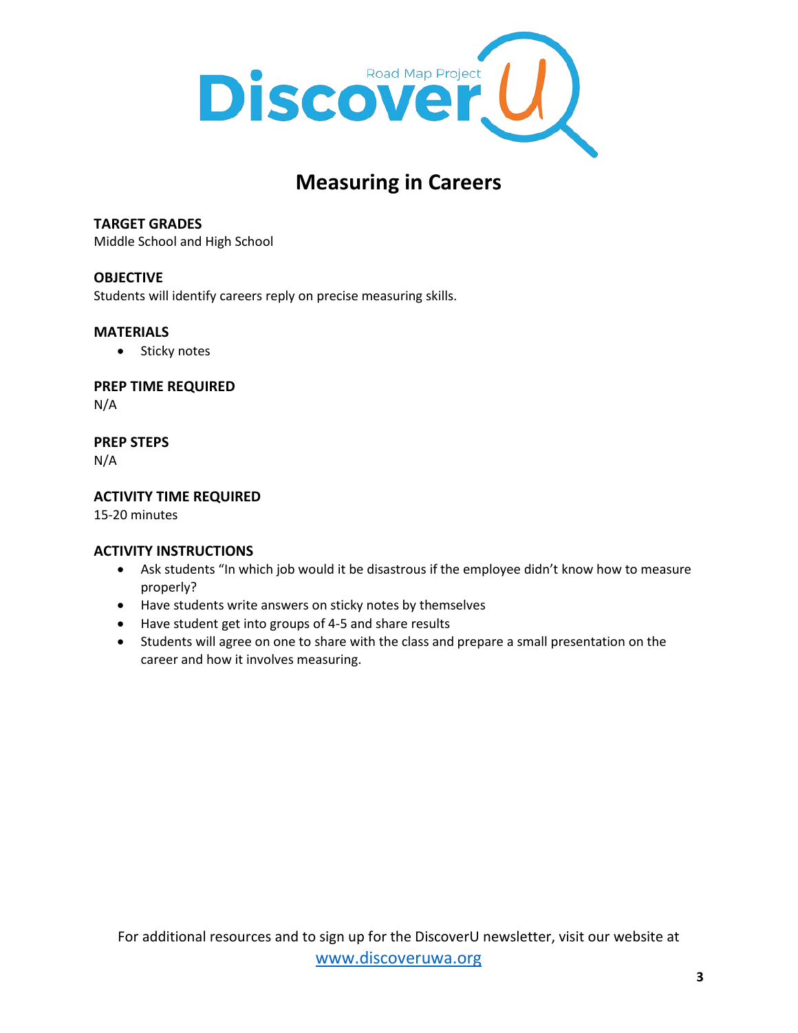# Measuring in Careers

**TARGET GRADES**
Middle School and High School

**OBJECTIVE**
Students will identify careers reply on precise measuring skills.

**MATERIALS**

- Sticky notes

**PREP TIME REQUIRED**
N/A

**PREP STEPS**
N/A

**ACTIVITY TIME REQUIRED**
15-20 minutes

**ACTIVITY INSTRUCTIONS**

- Ask students "In which job would it be disastrous if the employee didn't know how to measure properly?
- Have students write answers on sticky notes by themselves
- Have student get into groups of 4-5 and share results
- Students will agree on one to share with the class and prepare a small presentation on the career and how it involves measuring.

For additional resources and to sign up for the DiscoverU newsletter, visit our website at [www.discoveruwa.org](http://www.discoveruwa.org)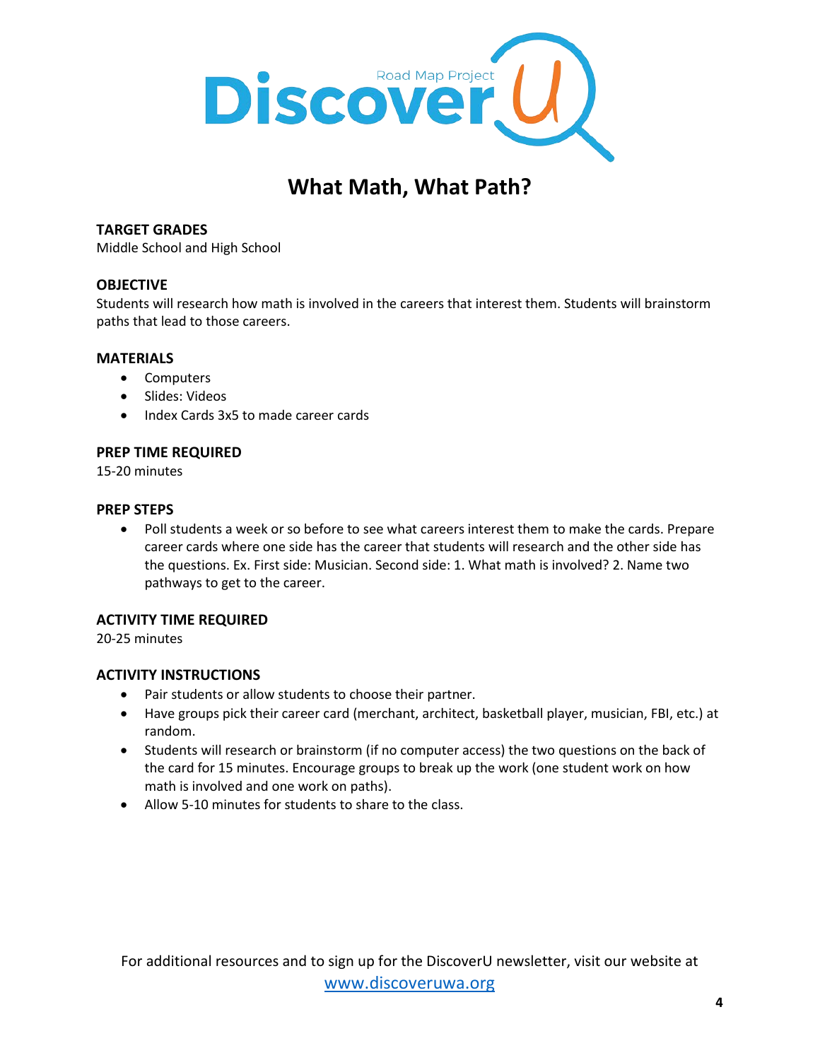# What Math, What Path?

## TARGET GRADES

Middle School and High School

## OBJECTIVE

Students will research how math is involved in the careers that interest them. Students will brainstorm paths that lead to those careers.

## MATERIALS

- Computers
- Slides: Videos
- Index Cards 3x5 to made career cards

## PREP TIME REQUIRED

15-20 minutes

## PREP STEPS

- Poll students a week or so before to see what careers interest them to make the cards. Prepare career cards where one side has the career that students will research and the other side has the questions. Ex. First side: Musician. Second side: 1. What math is involved? 2. Name two pathways to get to the career.

## ACTIVITY TIME REQUIRED

20-25 minutes

## ACTIVITY INSTRUCTIONS

- Pair students or allow students to choose their partner.
- Have groups pick their career card (merchant, architect, basketball player, musician, FBI, etc.) at random.
- Students will research or brainstorm (if no computer access) the two questions on the back of the card for 15 minutes. Encourage groups to break up the work (one student work on how math is involved and one work on paths).
- Allow 5-10 minutes for students to share to the class.

For additional resources and to sign up for the DiscoverU newsletter, visit our website at [www.discoveruwa.org](http://www.discoveruwa.org)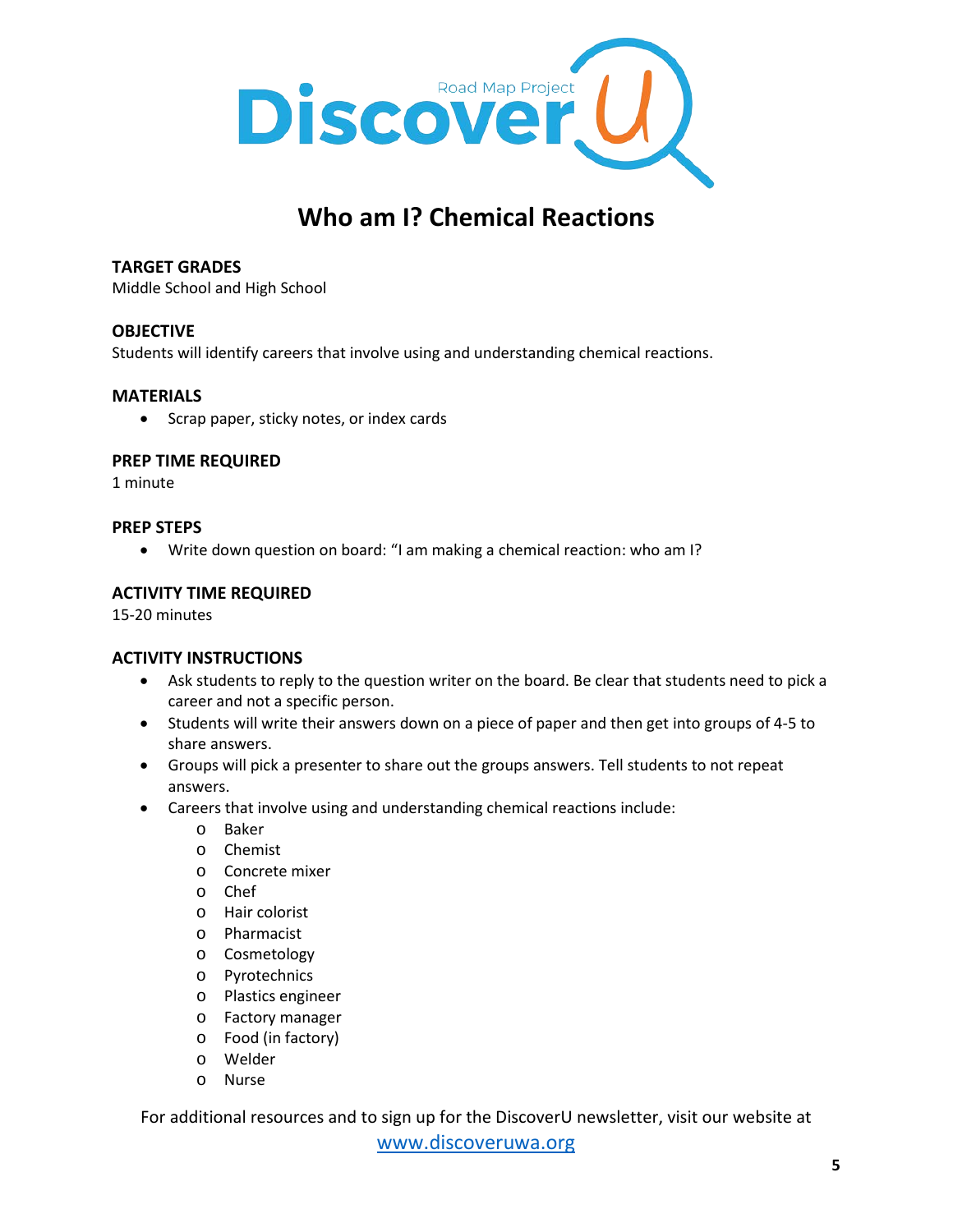# Who am I? Chemical Reactions

## TARGET GRADES

Middle School and High School

## OBJECTIVE

Students will identify careers that involve using and understanding chemical reactions.

## MATERIALS

- Scrap paper, sticky notes, or index cards

## PREP TIME REQUIRED

1 minute

## PREP STEPS

- Write down question on board: "I am making a chemical reaction: who am I?

## ACTIVITY TIME REQUIRED

15-20 minutes

## ACTIVITY INSTRUCTIONS

- Ask students to reply to the question writer on the board. Be clear that students need to pick a career and not a specific person.
- Students will write their answers down on a piece of paper and then get into groups of 4-5 to share answers.
- Groups will pick a presenter to share out the groups answers. Tell students to not repeat answers.
- Careers that involve using and understanding chemical reactions include:
  - Baker
  - Chemist
  - Concrete mixer
  - Chef
  - Hair colorist
  - Pharmacist
  - Cosmetology
  - Pyrotechnics
  - Plastics engineer
  - Factory manager
  - Food (in factory)
  - Welder
  - Nurse

For additional resources and to sign up for the DiscoverU newsletter, visit our website at www.discoveruwa.org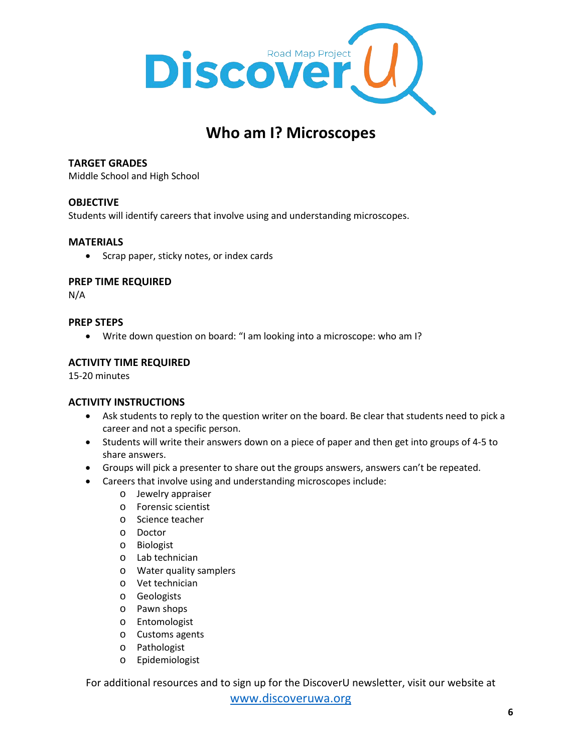# Who am I? Microscopes

**TARGET GRADES**
Middle School and High School

**OBJECTIVE**
Students will identify careers that involve using and understanding microscopes.

**MATERIALS**

- Scrap paper, sticky notes, or index cards

**PREP TIME REQUIRED**
N/A

**PREP STEPS**

- Write down question on board: "I am looking into a microscope: who am I?

**ACTIVITY TIME REQUIRED**
15-20 minutes

**ACTIVITY INSTRUCTIONS**

- Ask students to reply to the question writer on the board. Be clear that students need to pick a career and not a specific person.
- Students will write their answers down on a piece of paper and then get into groups of 4-5 to share answers.
- Groups will pick a presenter to share out the groups answers, answers can't be repeated.
- Careers that involve using and understanding microscopes include:
  - Jewelry appraiser
  - Forensic scientist
  - Science teacher
  - Doctor
  - Biologist
  - Lab technician
  - Water quality samplers
  - Vet technician
  - Geologists
  - Pawn shops
  - Entomologist
  - Customs agents
  - Pathologist
  - Epidemiologist

For additional resources and to sign up for the DiscoverU newsletter, visit our website at [www.discoveruwa.org](http://www.discoveruwa.org)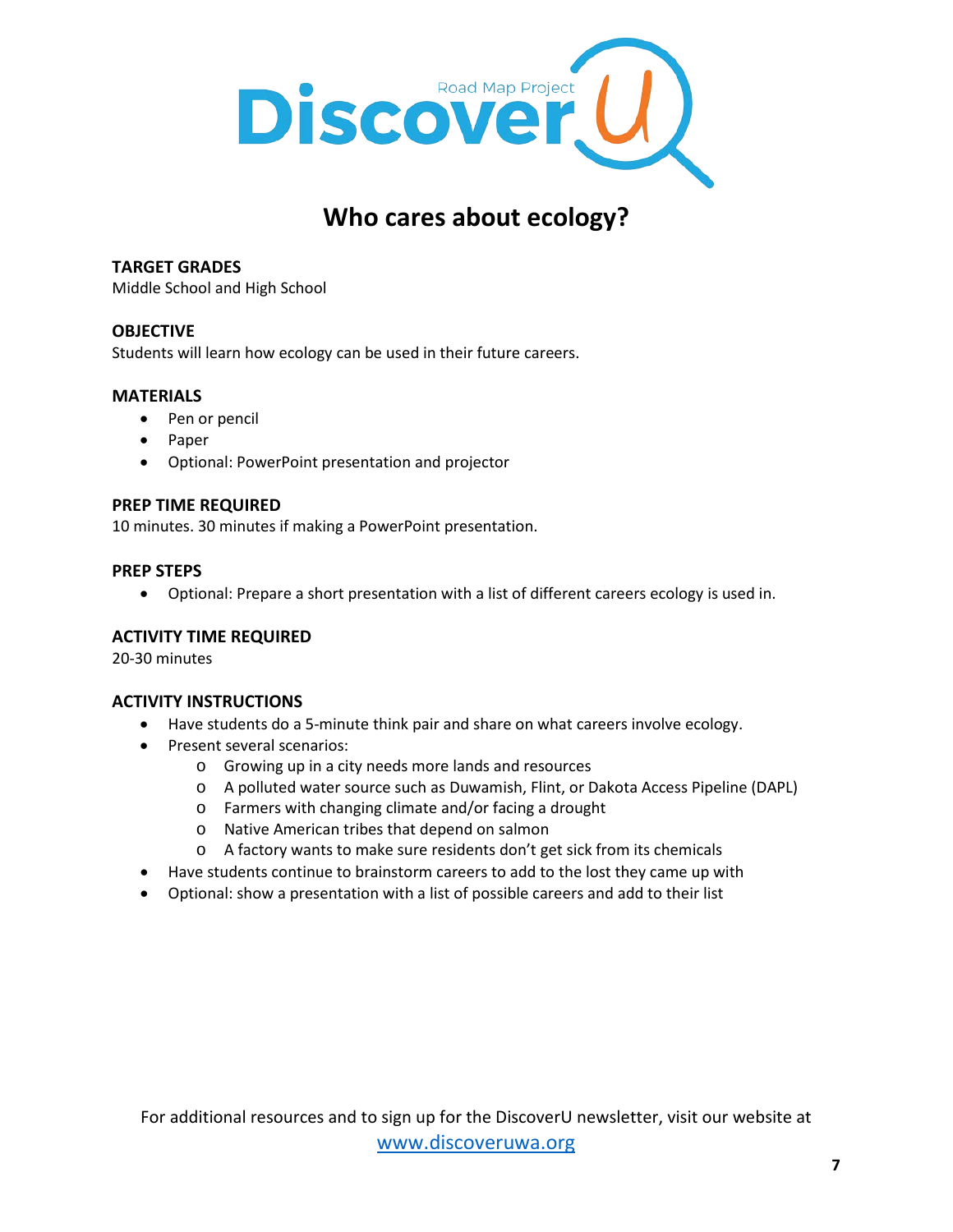# Who cares about ecology?

**TARGET GRADES**
Middle School and High School

**OBJECTIVE**
Students will learn how ecology can be used in their future careers.

**MATERIALS**
- Pen or pencil
- Paper
- Optional: PowerPoint presentation and projector

**PREP TIME REQUIRED**
10 minutes. 30 minutes if making a PowerPoint presentation.

**PREP STEPS**
- Optional: Prepare a short presentation with a list of different careers ecology is used in.

**ACTIVITY TIME REQUIRED**
20-30 minutes

**ACTIVITY INSTRUCTIONS**
- Have students do a 5-minute think pair and share on what careers involve ecology.
- Present several scenarios:
    - Growing up in a city needs more lands and resources
    - A polluted water source such as Duwamish, Flint, or Dakota Access Pipeline (DAPL)
    - Farmers with changing climate and/or facing a drought
    - Native American tribes that depend on salmon
    - A factory wants to make sure residents don't get sick from its chemicals
- Have students continue to brainstorm careers to add to the lost they came up with
- Optional: show a presentation with a list of possible careers and add to their list

For additional resources and to sign up for the DiscoverU newsletter, visit our website at www.discoveruwa.org